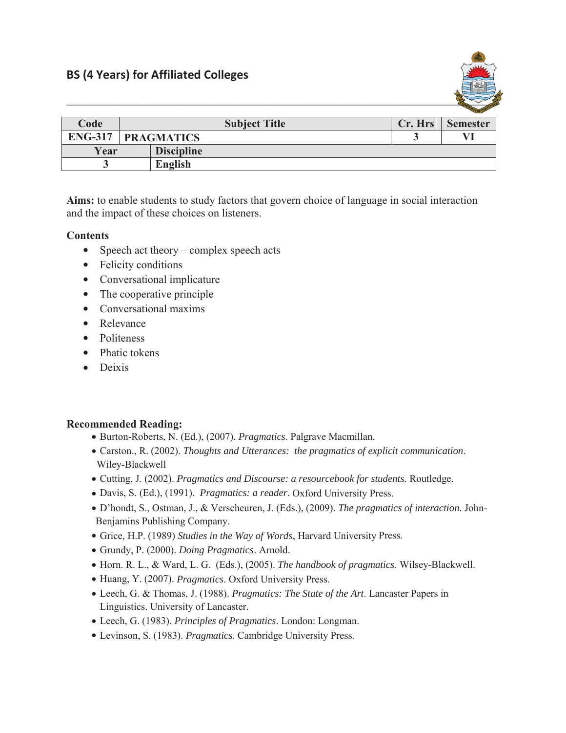## BS (4 Years) for Affiliated Colleges

| Code | Subject Title | | Cr. Hrs | Semester |
|---|---|---|---|---|
| ENG-317 | PRAGMATICS | | 3 | VI |
| Year | | Discipline | | |
| 3 | | English | | |

**Aims:** to enable students to study factors that govern choice of language in social interaction and the impact of these choices on listeners.

**Contents**

- Speech act theory – complex speech acts
- Felicity conditions
- Conversational implicature
- The cooperative principle
- Conversational maxims
- Relevance
- Politeness
- Phatic tokens
- Deixis

**Recommended Reading:**

- Burton-Roberts, N. (Ed.), (2007). *Pragmatics*. Palgrave Macmillan.
- Carston., R. (2002). *Thoughts and Utterances: the pragmatics of explicit communication*. Wiley-Blackwell
- Cutting, J. (2002). *Pragmatics and Discourse: a resourcebook for students.* Routledge.
- Davis, S. (Ed.), (1991). *Pragmatics: a reader*. Oxford University Press.
- D'hondt, S., Ostman, J., & Verscheuren, J. (Eds.), (2009). *The pragmatics of interaction.* John-Benjamins Publishing Company.
- Grice, H.P. (1989) *Studies in the Way of Words*, Harvard University Press.
- Grundy, P. (2000). *Doing Pragmatics*. Arnold.
- Horn. R. L., & Ward, L. G. (Eds.), (2005). *The handbook of pragmatics*. Wilsey-Blackwell.
- Huang, Y. (2007). *Pragmatics*. Oxford University Press.
- Leech, G. & Thomas, J. (1988). *Pragmatics: The State of the Art*. Lancaster Papers in Linguistics. University of Lancaster.
- Leech, G. (1983). *Principles of Pragmatics*. London: Longman.
- Levinson, S. (1983). *Pragmatics*. Cambridge University Press.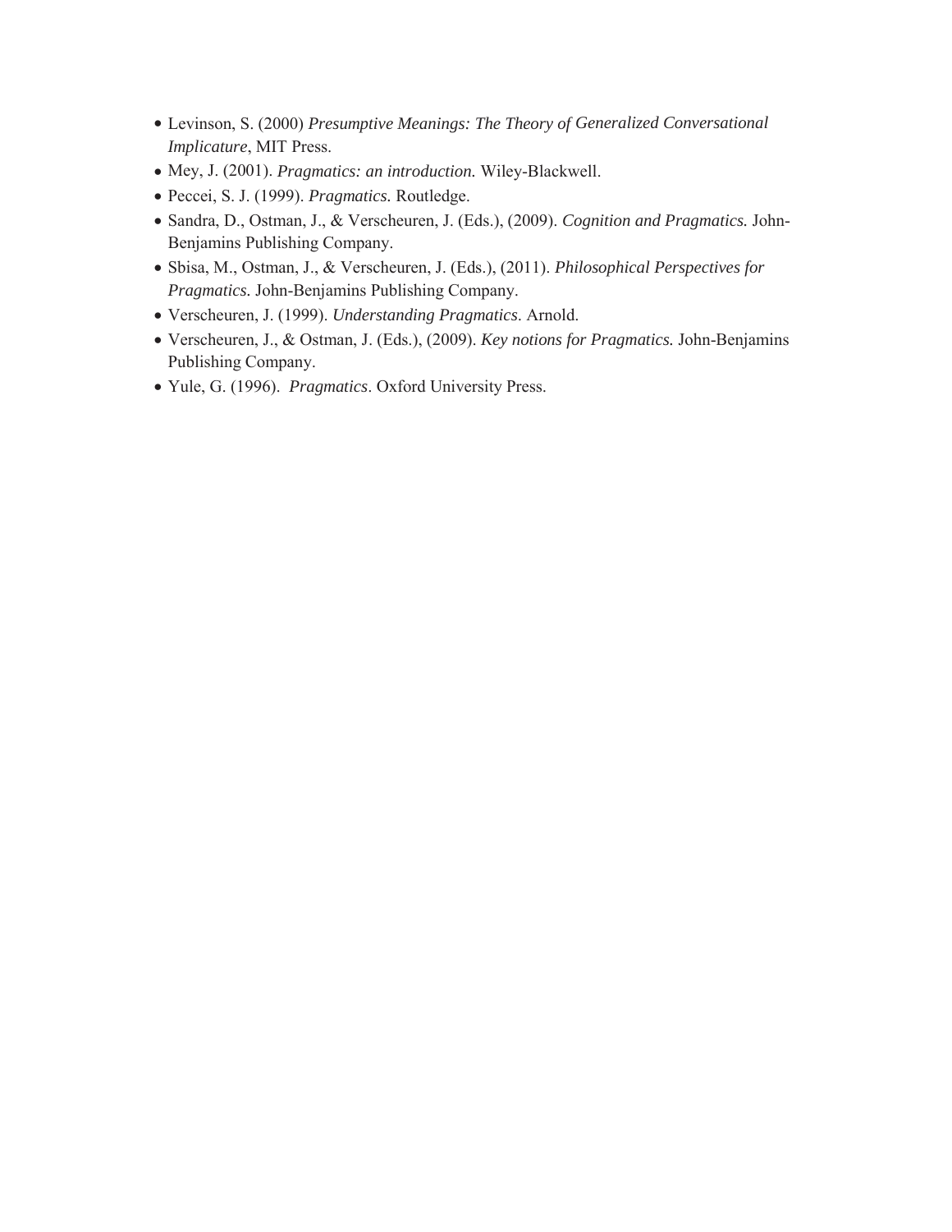- Levinson, S. (2000) *Presumptive Meanings: The Theory of Generalized Conversational Implicature*, MIT Press.
- Mey, J. (2001). *Pragmatics: an introduction.* Wiley-Blackwell.
- Peccei, S. J. (1999). *Pragmatics.* Routledge.
- Sandra, D., Ostman, J., & Verscheuren, J. (Eds.), (2009). *Cognition and Pragmatics.* John-Benjamins Publishing Company.
- Sbisa, M., Ostman, J., & Verscheuren, J. (Eds.), (2011). *Philosophical Perspectives for Pragmatics.* John-Benjamins Publishing Company.
- Verscheuren, J. (1999). *Understanding Pragmatics*. Arnold.
- Verscheuren, J., & Ostman, J. (Eds.), (2009). *Key notions for Pragmatics.* John-Benjamins Publishing Company.
- Yule, G. (1996). *Pragmatics*. Oxford University Press.